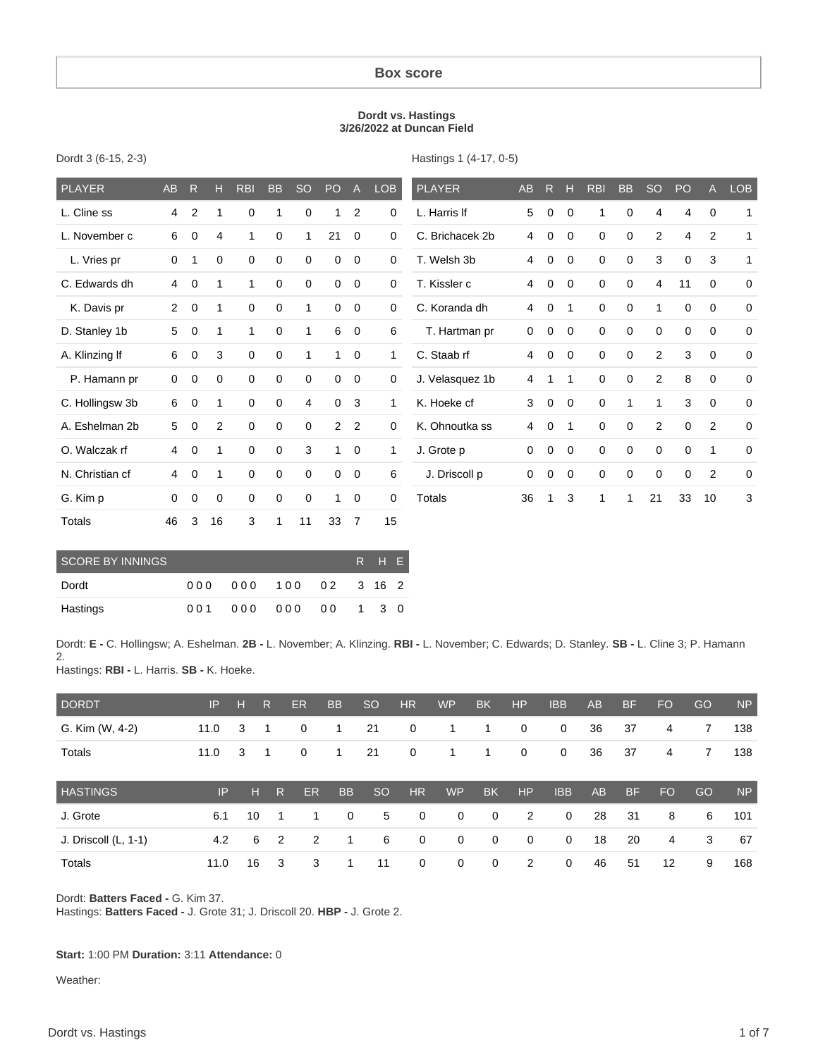# Box score

**Dordt vs. Hastings**
**3/26/2022 at Duncan Field**

Dordt 3 (6-15, 2-3)

| PLAYER | AB | R | H | RBI | BB | SO | PO | A | LOB |
|---|---|---|---|---|---|---|---|---|---|
| L. Cline ss | 4 | 2 | 1 | 0 | 1 | 0 | 1 | 2 | 0 |
| L. November c | 6 | 0 | 4 | 1 | 0 | 1 | 21 | 0 | 0 |
| L. Vries pr | 0 | 1 | 0 | 0 | 0 | 0 | 0 | 0 | 0 |
| C. Edwards dh | 4 | 0 | 1 | 1 | 0 | 0 | 0 | 0 | 0 |
| K. Davis pr | 2 | 0 | 1 | 0 | 0 | 1 | 0 | 0 | 0 |
| D. Stanley 1b | 5 | 0 | 1 | 1 | 0 | 1 | 6 | 0 | 6 |
| A. Klinzing lf | 6 | 0 | 3 | 0 | 0 | 1 | 1 | 0 | 1 |
| P. Hamann pr | 0 | 0 | 0 | 0 | 0 | 0 | 0 | 0 | 0 |
| C. Hollingsw 3b | 6 | 0 | 1 | 0 | 0 | 4 | 0 | 3 | 1 |
| A. Eshelman 2b | 5 | 0 | 2 | 0 | 0 | 0 | 2 | 2 | 0 |
| O. Walczak rf | 4 | 0 | 1 | 0 | 0 | 3 | 1 | 0 | 1 |
| N. Christian cf | 4 | 0 | 1 | 0 | 0 | 0 | 0 | 0 | 6 |
| G. Kim p | 0 | 0 | 0 | 0 | 0 | 0 | 1 | 0 | 0 |
| Totals | 46 | 3 | 16 | 3 | 1 | 11 | 33 | 7 | 15 |

Hastings 1 (4-17, 0-5)

| PLAYER | AB | R | H | RBI | BB | SO | PO | A | LOB |
|---|---|---|---|---|---|---|---|---|---|
| L. Harris lf | 5 | 0 | 0 | 1 | 0 | 4 | 4 | 0 | 1 |
| C. Brichacek 2b | 4 | 0 | 0 | 0 | 0 | 2 | 4 | 2 | 1 |
| T. Welsh 3b | 4 | 0 | 0 | 0 | 0 | 3 | 0 | 3 | 1 |
| T. Kissler c | 4 | 0 | 0 | 0 | 0 | 4 | 11 | 0 | 0 |
| C. Koranda dh | 4 | 0 | 1 | 0 | 0 | 1 | 0 | 0 | 0 |
| T. Hartman pr | 0 | 0 | 0 | 0 | 0 | 0 | 0 | 0 | 0 |
| C. Staab rf | 4 | 0 | 0 | 0 | 0 | 2 | 3 | 0 | 0 |
| J. Velasquez 1b | 4 | 1 | 1 | 0 | 0 | 2 | 8 | 0 | 0 |
| K. Hoeke cf | 3 | 0 | 0 | 0 | 1 | 1 | 3 | 0 | 0 |
| K. Ohnoutka ss | 4 | 0 | 1 | 0 | 0 | 2 | 0 | 2 | 0 |
| J. Grote p | 0 | 0 | 0 | 0 | 0 | 0 | 0 | 1 | 0 |
| J. Driscoll p | 0 | 0 | 0 | 0 | 0 | 0 | 0 | 2 | 0 |
| Totals | 36 | 1 | 3 | 1 | 1 | 21 | 33 | 10 | 3 |

| SCORE BY INNINGS | | | | | R | H | E |
|---|---|---|---|---|---|---|---|
| Dordt | 000 | 000 | 100 | 02 | 3 | 16 | 2 |
| Hastings | 001 | 000 | 000 | 00 | 1 | 3 | 0 |

Dordt: **E -** C. Hollingsw; A. Eshelman. **2B -** L. November; A. Klinzing. **RBI -** L. November; C. Edwards; D. Stanley. **SB -** L. Cline 3; P. Hamann 2.
Hastings: **RBI -** L. Harris. **SB -** K. Hoeke.

| DORDT | IP | H | R | ER | BB | SO | HR | WP | BK | HP | IBB | AB | BF | FO | GO | NP |
|---|---|---|---|---|---|---|---|---|---|---|---|---|---|---|---|---|
| G. Kim (W, 4-2) | 11.0 | 3 | 1 | 0 | 1 | 21 | 0 | 1 | 1 | 0 | 0 | 36 | 37 | 4 | 7 | 138 |
| Totals | 11.0 | 3 | 1 | 0 | 1 | 21 | 0 | 1 | 1 | 0 | 0 | 36 | 37 | 4 | 7 | 138 |

| HASTINGS | IP | H | R | ER | BB | SO | HR | WP | BK | HP | IBB | AB | BF | FO | GO | NP |
|---|---|---|---|---|---|---|---|---|---|---|---|---|---|---|---|---|
| J. Grote | 6.1 | 10 | 1 | 1 | 0 | 5 | 0 | 0 | 0 | 2 | 0 | 28 | 31 | 8 | 6 | 101 |
| J. Driscoll (L, 1-1) | 4.2 | 6 | 2 | 2 | 1 | 6 | 0 | 0 | 0 | 0 | 0 | 18 | 20 | 4 | 3 | 67 |
| Totals | 11.0 | 16 | 3 | 3 | 1 | 11 | 0 | 0 | 0 | 2 | 0 | 46 | 51 | 12 | 9 | 168 |

Dordt: **Batters Faced -** G. Kim 37.
Hastings: **Batters Faced -** J. Grote 31; J. Driscoll 20. **HBP -** J. Grote 2.

**Start:** 1:00 PM **Duration:** 3:11 **Attendance:** 0

Weather: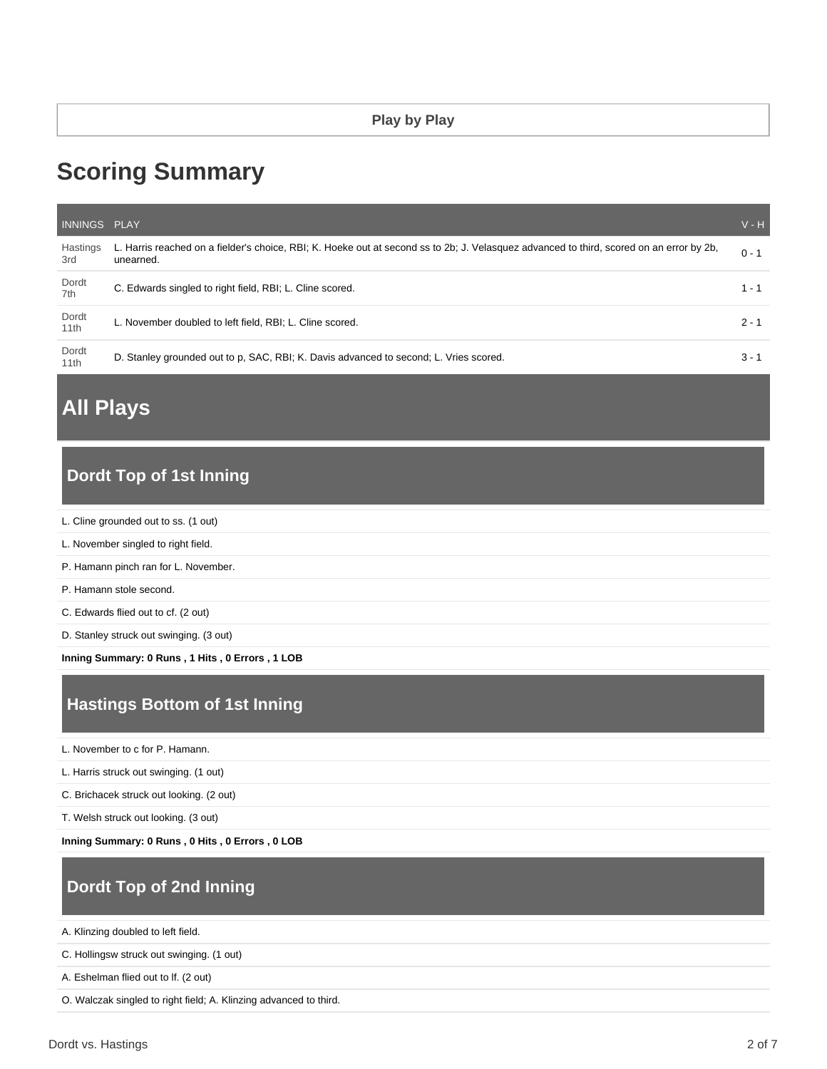Play by Play

# Scoring Summary

| INNINGS | PLAY | V - H |
|---|---|---|
| Hastings 3rd | L. Harris reached on a fielder's choice, RBI; K. Hoeke out at second ss to 2b; J. Velasquez advanced to third, scored on an error by 2b, unearned. | 0 - 1 |
| Dordt 7th | C. Edwards singled to right field, RBI; L. Cline scored. | 1 - 1 |
| Dordt 11th | L. November doubled to left field, RBI; L. Cline scored. | 2 - 1 |
| Dordt 11th | D. Stanley grounded out to p, SAC, RBI; K. Davis advanced to second; L. Vries scored. | 3 - 1 |

# All Plays

## Dordt Top of 1st Inning

L. Cline grounded out to ss. (1 out)

L. November singled to right field.

P. Hamann pinch ran for L. November.

P. Hamann stole second.

C. Edwards flied out to cf. (2 out)

D. Stanley struck out swinging. (3 out)

**Inning Summary: 0 Runs , 1 Hits , 0 Errors , 1 LOB**

## Hastings Bottom of 1st Inning

L. November to c for P. Hamann.

L. Harris struck out swinging. (1 out)

C. Brichacek struck out looking. (2 out)

T. Welsh struck out looking. (3 out)

**Inning Summary: 0 Runs , 0 Hits , 0 Errors , 0 LOB**

## Dordt Top of 2nd Inning

A. Klinzing doubled to left field.

C. Hollingsw struck out swinging. (1 out)

A. Eshelman flied out to lf. (2 out)

O. Walczak singled to right field; A. Klinzing advanced to third.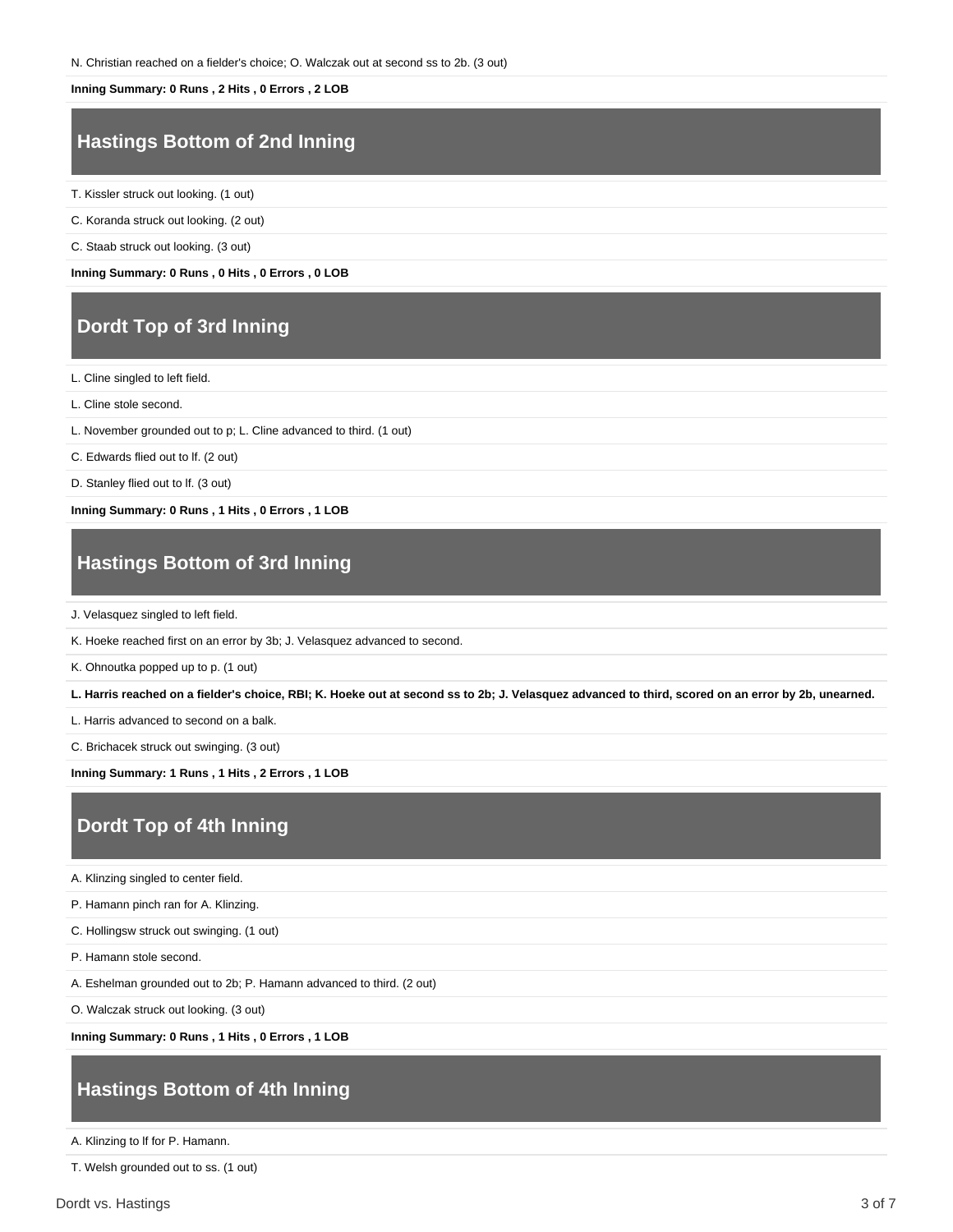N. Christian reached on a fielder's choice; O. Walczak out at second ss to 2b. (3 out)

**Inning Summary: 0 Runs , 2 Hits , 0 Errors , 2 LOB**

## Hastings Bottom of 2nd Inning

T. Kissler struck out looking. (1 out)

C. Koranda struck out looking. (2 out)

C. Staab struck out looking. (3 out)

**Inning Summary: 0 Runs , 0 Hits , 0 Errors , 0 LOB**

## Dordt Top of 3rd Inning

L. Cline singled to left field.

L. Cline stole second.

L. November grounded out to p; L. Cline advanced to third. (1 out)

C. Edwards flied out to lf. (2 out)

D. Stanley flied out to lf. (3 out)

**Inning Summary: 0 Runs , 1 Hits , 0 Errors , 1 LOB**

## Hastings Bottom of 3rd Inning

J. Velasquez singled to left field.

K. Hoeke reached first on an error by 3b; J. Velasquez advanced to second.

K. Ohnoutka popped up to p. (1 out)

**L. Harris reached on a fielder's choice, RBI; K. Hoeke out at second ss to 2b; J. Velasquez advanced to third, scored on an error by 2b, unearned.**

L. Harris advanced to second on a balk.

C. Brichacek struck out swinging. (3 out)

**Inning Summary: 1 Runs , 1 Hits , 2 Errors , 1 LOB**

## Dordt Top of 4th Inning

A. Klinzing singled to center field.

P. Hamann pinch ran for A. Klinzing.

C. Hollingsw struck out swinging. (1 out)

P. Hamann stole second.

A. Eshelman grounded out to 2b; P. Hamann advanced to third. (2 out)

O. Walczak struck out looking. (3 out)

**Inning Summary: 0 Runs , 1 Hits , 0 Errors , 1 LOB**

## Hastings Bottom of 4th Inning

A. Klinzing to lf for P. Hamann.

T. Welsh grounded out to ss. (1 out)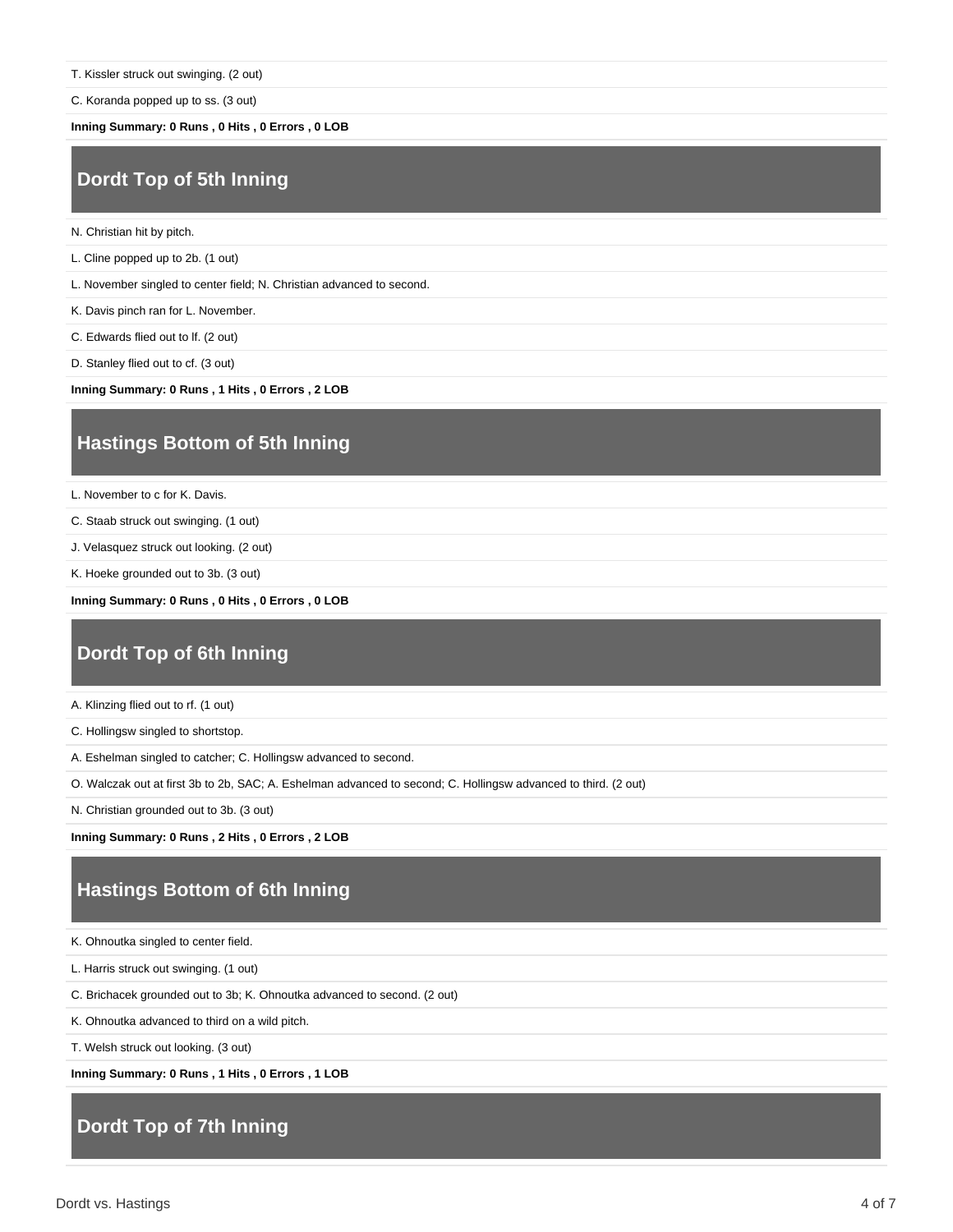T. Kissler struck out swinging. (2 out)

C. Koranda popped up to ss. (3 out)

**Inning Summary: 0 Runs , 0 Hits , 0 Errors , 0 LOB**

## Dordt Top of 5th Inning

N. Christian hit by pitch.

L. Cline popped up to 2b. (1 out)

L. November singled to center field; N. Christian advanced to second.

K. Davis pinch ran for L. November.

C. Edwards flied out to lf. (2 out)

D. Stanley flied out to cf. (3 out)

**Inning Summary: 0 Runs , 1 Hits , 0 Errors , 2 LOB**

## Hastings Bottom of 5th Inning

L. November to c for K. Davis.

C. Staab struck out swinging. (1 out)

J. Velasquez struck out looking. (2 out)

K. Hoeke grounded out to 3b. (3 out)

**Inning Summary: 0 Runs , 0 Hits , 0 Errors , 0 LOB**

## Dordt Top of 6th Inning

A. Klinzing flied out to rf. (1 out)

C. Hollingsw singled to shortstop.

A. Eshelman singled to catcher; C. Hollingsw advanced to second.

O. Walczak out at first 3b to 2b, SAC; A. Eshelman advanced to second; C. Hollingsw advanced to third. (2 out)

N. Christian grounded out to 3b. (3 out)

**Inning Summary: 0 Runs , 2 Hits , 0 Errors , 2 LOB**

## Hastings Bottom of 6th Inning

K. Ohnoutka singled to center field.

L. Harris struck out swinging. (1 out)

C. Brichacek grounded out to 3b; K. Ohnoutka advanced to second. (2 out)

K. Ohnoutka advanced to third on a wild pitch.

T. Welsh struck out looking. (3 out)

**Inning Summary: 0 Runs , 1 Hits , 0 Errors , 1 LOB**

## Dordt Top of 7th Inning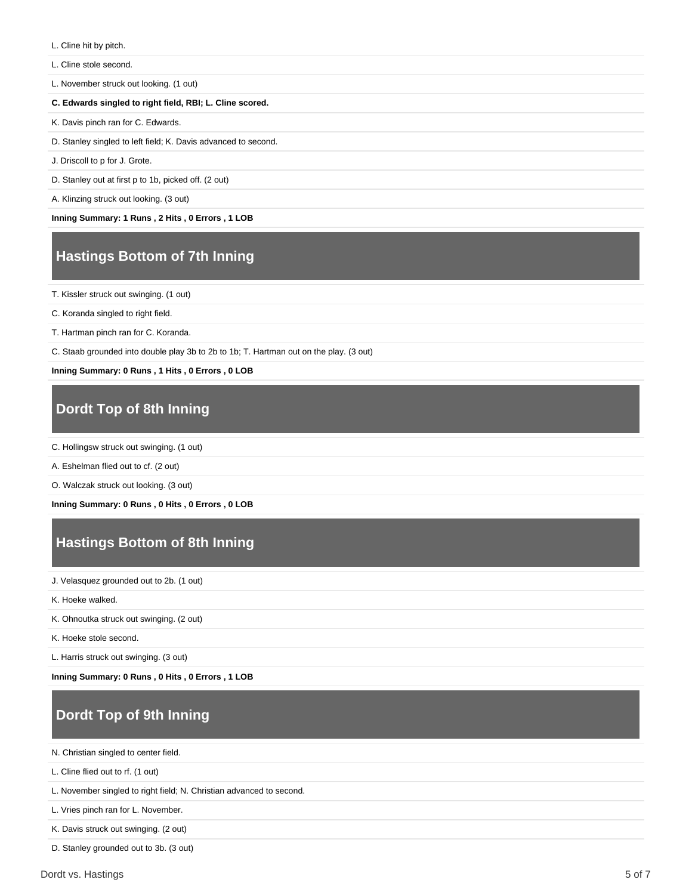L. Cline hit by pitch.

L. Cline stole second.

L. November struck out looking. (1 out)

**C. Edwards singled to right field, RBI; L. Cline scored.**

K. Davis pinch ran for C. Edwards.

D. Stanley singled to left field; K. Davis advanced to second.

J. Driscoll to p for J. Grote.

D. Stanley out at first p to 1b, picked off. (2 out)

A. Klinzing struck out looking. (3 out)

**Inning Summary: 1 Runs , 2 Hits , 0 Errors , 1 LOB**

## Hastings Bottom of 7th Inning

T. Kissler struck out swinging. (1 out)

C. Koranda singled to right field.

T. Hartman pinch ran for C. Koranda.

C. Staab grounded into double play 3b to 2b to 1b; T. Hartman out on the play. (3 out)

**Inning Summary: 0 Runs , 1 Hits , 0 Errors , 0 LOB**

## Dordt Top of 8th Inning

C. Hollingsw struck out swinging. (1 out)

A. Eshelman flied out to cf. (2 out)

O. Walczak struck out looking. (3 out)

**Inning Summary: 0 Runs , 0 Hits , 0 Errors , 0 LOB**

## Hastings Bottom of 8th Inning

J. Velasquez grounded out to 2b. (1 out)

K. Hoeke walked.

K. Ohnoutka struck out swinging. (2 out)

K. Hoeke stole second.

L. Harris struck out swinging. (3 out)

**Inning Summary: 0 Runs , 0 Hits , 0 Errors , 1 LOB**

## Dordt Top of 9th Inning

N. Christian singled to center field.

L. Cline flied out to rf. (1 out)

L. November singled to right field; N. Christian advanced to second.

L. Vries pinch ran for L. November.

K. Davis struck out swinging. (2 out)

D. Stanley grounded out to 3b. (3 out)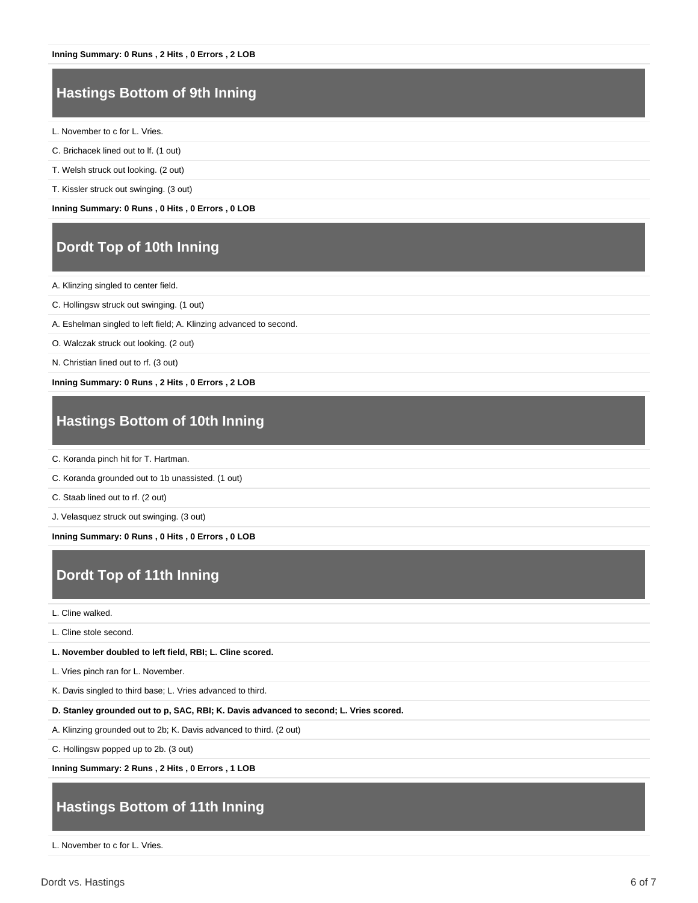**Inning Summary: 0 Runs , 2 Hits , 0 Errors , 2 LOB**

## Hastings Bottom of 9th Inning

L. November to c for L. Vries.

C. Brichacek lined out to lf. (1 out)

T. Welsh struck out looking. (2 out)

T. Kissler struck out swinging. (3 out)

**Inning Summary: 0 Runs , 0 Hits , 0 Errors , 0 LOB**

## Dordt Top of 10th Inning

A. Klinzing singled to center field.

C. Hollingsw struck out swinging. (1 out)

A. Eshelman singled to left field; A. Klinzing advanced to second.

O. Walczak struck out looking. (2 out)

N. Christian lined out to rf. (3 out)

**Inning Summary: 0 Runs , 2 Hits , 0 Errors , 2 LOB**

## Hastings Bottom of 10th Inning

C. Koranda pinch hit for T. Hartman.

C. Koranda grounded out to 1b unassisted. (1 out)

C. Staab lined out to rf. (2 out)

J. Velasquez struck out swinging. (3 out)

**Inning Summary: 0 Runs , 0 Hits , 0 Errors , 0 LOB**

## Dordt Top of 11th Inning

L. Cline walked.

L. Cline stole second.

**L. November doubled to left field, RBI; L. Cline scored.**

L. Vries pinch ran for L. November.

K. Davis singled to third base; L. Vries advanced to third.

**D. Stanley grounded out to p, SAC, RBI; K. Davis advanced to second; L. Vries scored.**

A. Klinzing grounded out to 2b; K. Davis advanced to third. (2 out)

C. Hollingsw popped up to 2b. (3 out)

**Inning Summary: 2 Runs , 2 Hits , 0 Errors , 1 LOB**

## Hastings Bottom of 11th Inning

L. November to c for L. Vries.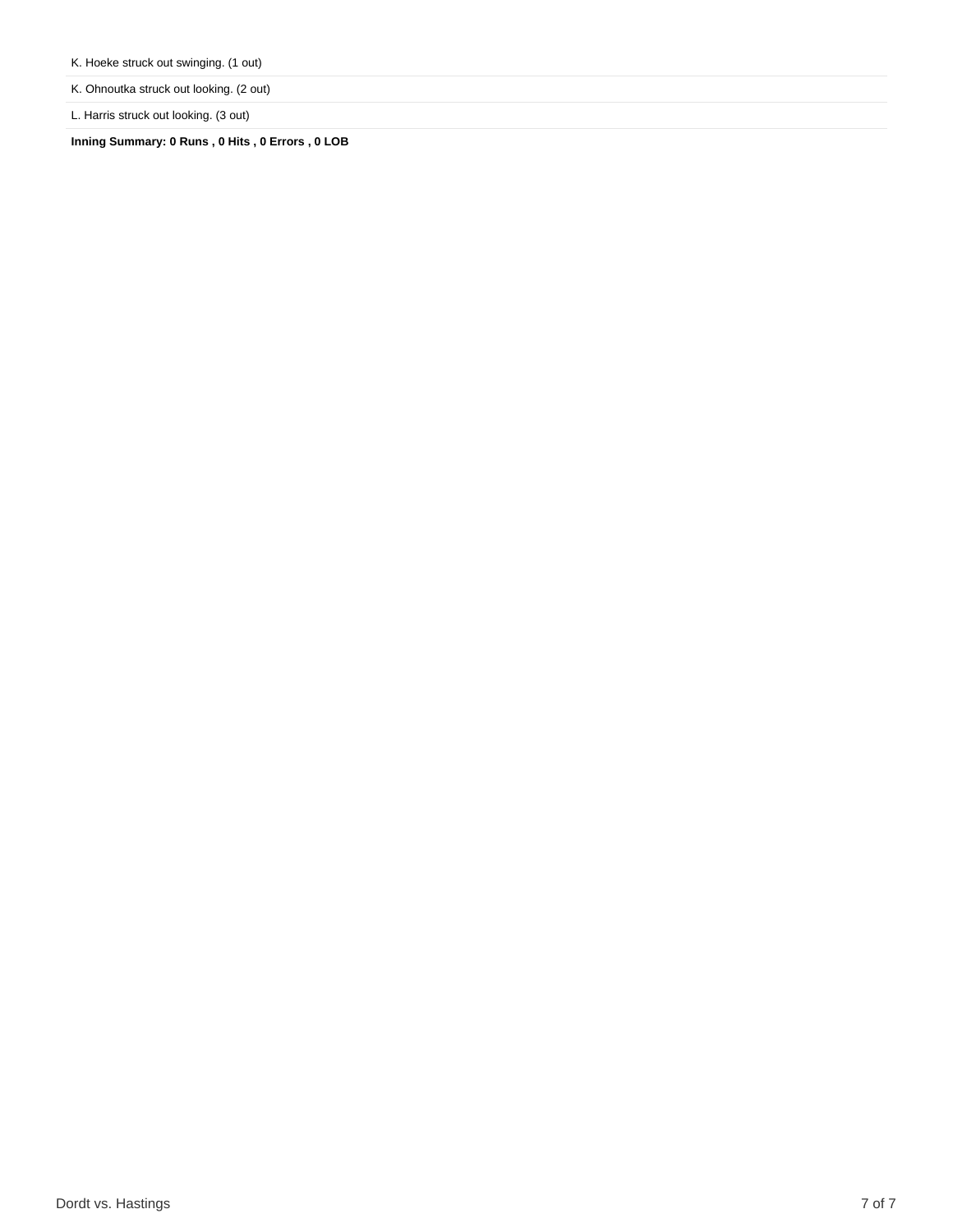K. Hoeke struck out swinging. (1 out)

K. Ohnoutka struck out looking. (2 out)

L. Harris struck out looking. (3 out)

**Inning Summary: 0 Runs , 0 Hits , 0 Errors , 0 LOB**